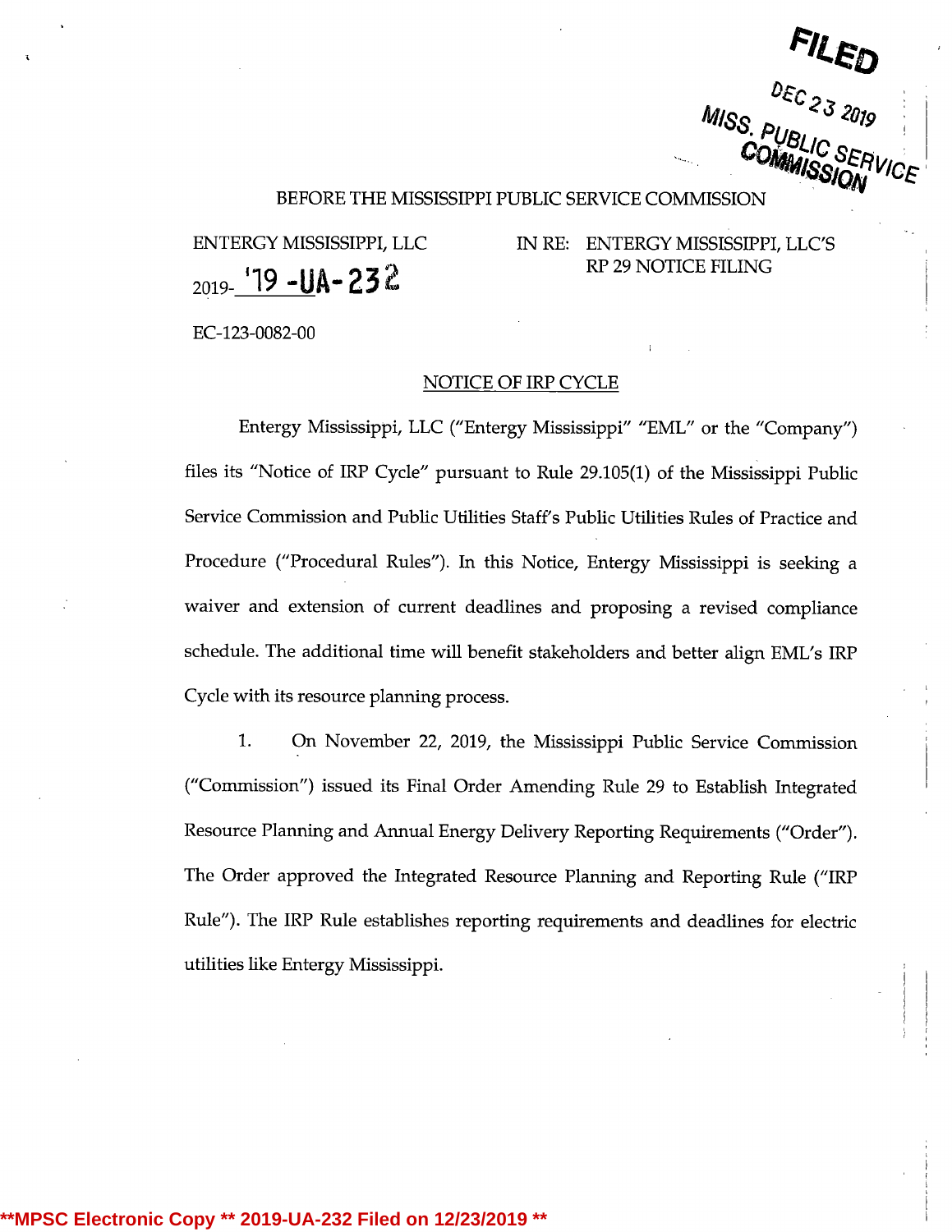FILED

DEC 23 2019

MISS. PUBLIC SERVICE COMMISSION

BEFORE THE MISSISSIPPI PUBLIC SERVICE COMMISSION

ENTERGY MISSISSIPPI, LLC

2019- '19 -UA-232

EC-123-0082-00

IN RE: ENTERGY MISSISSIPPI, LLC'S RP 29 NOTICE FILING

## NOTICE OF IRP CYCLE

Entergy Mississippi, LLC ("Entergy Mississippi" "EML" or the "Company") files its "Notice of IRP Cycle" pursuant to Rule 29.105(1) of the Mississippi Public Service Commission and Public Utilities Staff's Public Utilities Rules of Practice and Procedure ("Procedural Rules"). In this Notice, Entergy Mississippi is seeking a waiver and extension of current deadlines and proposing a revised compliance schedule. The additional time will benefit stakeholders and better align EML's IRP Cycle with its resource planning process.

1. On November 22, 2019, the Mississippi Public Service Commission ("Commission") issued its Final Order Amending Rule 29 to Establish Integrated Resource Planning and Annual Energy Delivery Reporting Requirements ("Order"). The Order approved the Integrated Resource Planning and Reporting Rule ("IRP Rule"). The IRP Rule establishes reporting requirements and deadlines for electric utilities like Entergy Mississippi.

**MPSC Electronic Copy ** 2019-UA-232 Filed on 12/23/2019 **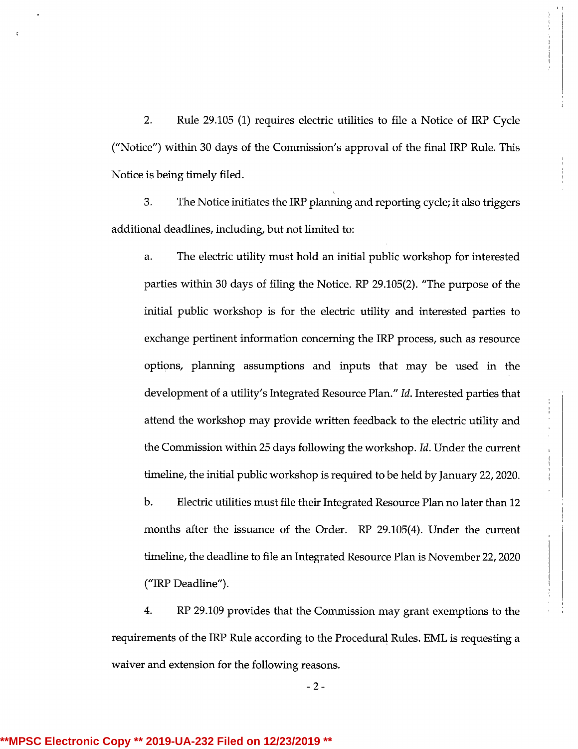2. Rule 29.105 (1) requires electric utilities to file a Notice of IRP Cycle ("Notice") within 30 days of the Commission's approval of the final IRP Rule. This Notice is being timely filed.

3. The Notice initiates the IRP planning and reporting cycle; it also triggers additional deadlines, including, but not limited to:

a. The electric utility must hold an initial public workshop for interested parties within 30 days of filing the Notice. RP 29.105(2). "The purpose of the initial public workshop is for the electric utility and interested parties to exchange pertinent information concerning the IRP process, such as resource options, planning assumptions and inputs that may be used in the development of a utility's Integrated Resource Plan." *Id.* Interested parties that attend the workshop may provide written feedback to the electric utility and the Commission within 25 days following the workshop. *Id.* Under the current timeline, the initial public workshop is required to be held by January 22, 2020.

b. Electric utilities must file their Integrated Resource Plan no later than 12 months after the issuance of the Order. RP 29.105(4). Under the current timeline, the deadline to file an Integrated Resource Plan is November 22, 2020 ("IRP Deadline").

4. RP 29.109 provides that the Commission may grant exemptions to the requirements of the IRP Rule according to the Procedural Rules. EML is requesting a waiver and extension for the following reasons.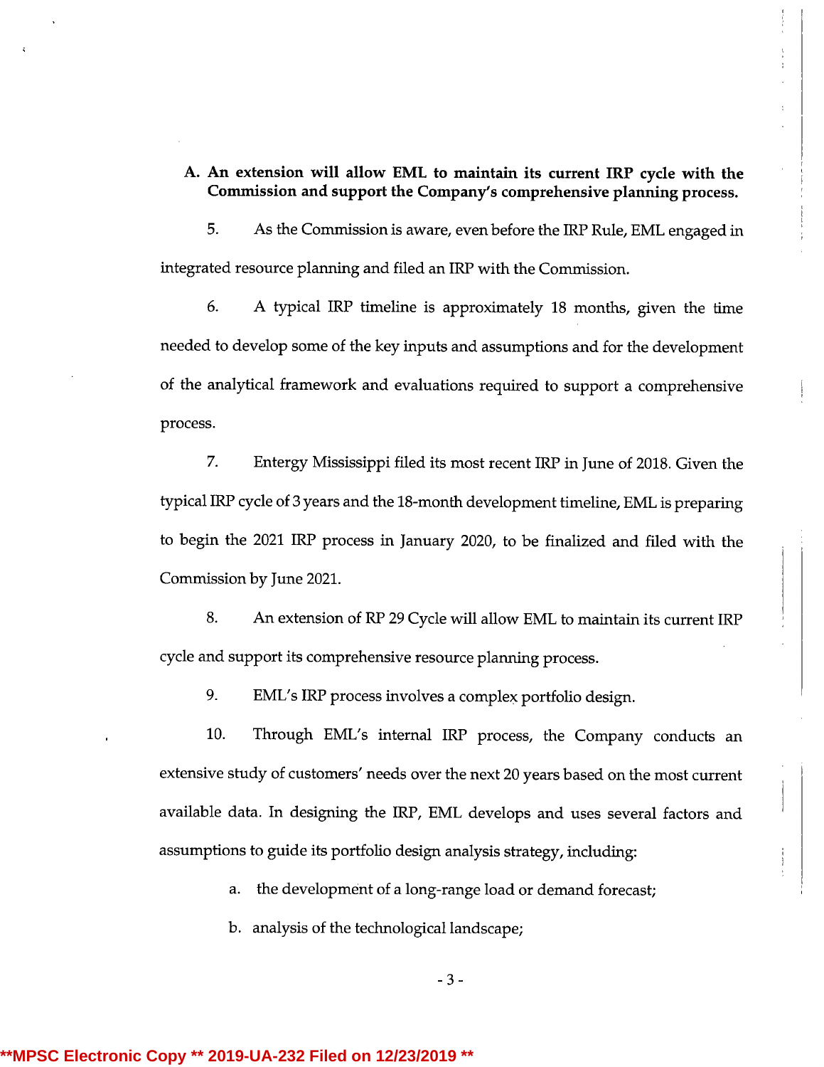**A. An extension will allow EML to maintain its current IRP cycle with the Commission and support the Company's comprehensive planning process.**

5. As the Commission is aware, even before the IRP Rule, EML engaged in integrated resource planning and filed an IRP with the Commission.

6. A typical IRP timeline is approximately 18 months, given the time needed to develop some of the key inputs and assumptions and for the development of the analytical framework and evaluations required to support a comprehensive process.

7. Entergy Mississippi filed its most recent IRP in June of 2018. Given the typical IRP cycle of 3 years and the 18-month development timeline, EML is preparing to begin the 2021 IRP process in January 2020, to be finalized and filed with the Commission by June 2021.

8. An extension of RP 29 Cycle will allow EML to maintain its current IRP cycle and support its comprehensive resource planning process.

9. EML's IRP process involves a complex portfolio design.

10. Through EML's internal IRP process, the Company conducts an extensive study of customers' needs over the next 20 years based on the most current available data. In designing the IRP, EML develops and uses several factors and assumptions to guide its portfolio design analysis strategy, including:

a. the development of a long-range load or demand forecast;

b. analysis of the technological landscape;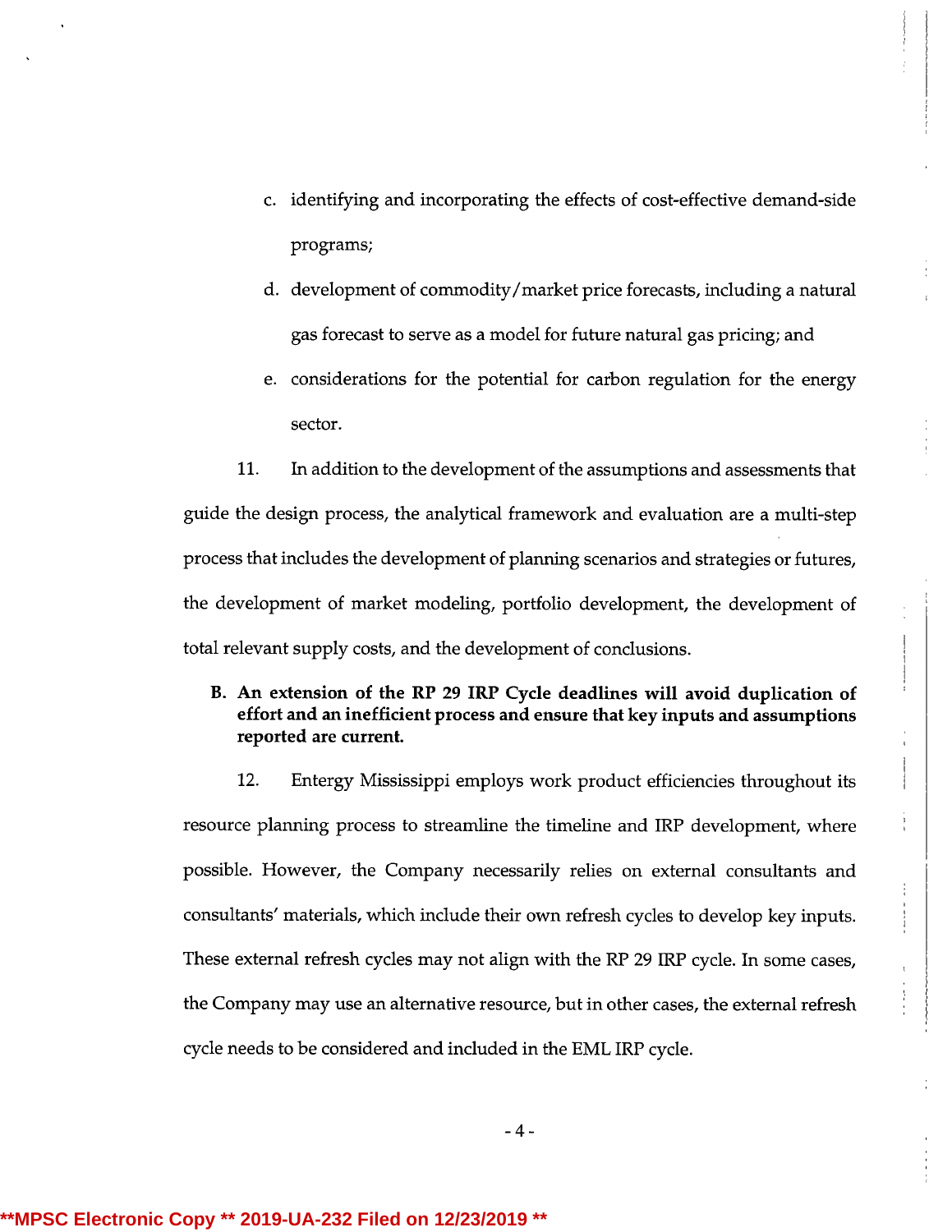c. identifying and incorporating the effects of cost-effective demand-side programs;

d. development of commodity/market price forecasts, including a natural gas forecast to serve as a model for future natural gas pricing; and

e. considerations for the potential for carbon regulation for the energy sector.

11. In addition to the development of the assumptions and assessments that guide the design process, the analytical framework and evaluation are a multi-step process that includes the development of planning scenarios and strategies or futures, the development of market modeling, portfolio development, the development of total relevant supply costs, and the development of conclusions.

**B. An extension of the RP 29 IRP Cycle deadlines will avoid duplication of effort and an inefficient process and ensure that key inputs and assumptions reported are current.**

12. Entergy Mississippi employs work product efficiencies throughout its resource planning process to streamline the timeline and IRP development, where possible. However, the Company necessarily relies on external consultants and consultants' materials, which include their own refresh cycles to develop key inputs. These external refresh cycles may not align with the RP 29 IRP cycle. In some cases, the Company may use an alternative resource, but in other cases, the external refresh cycle needs to be considered and included in the EML IRP cycle.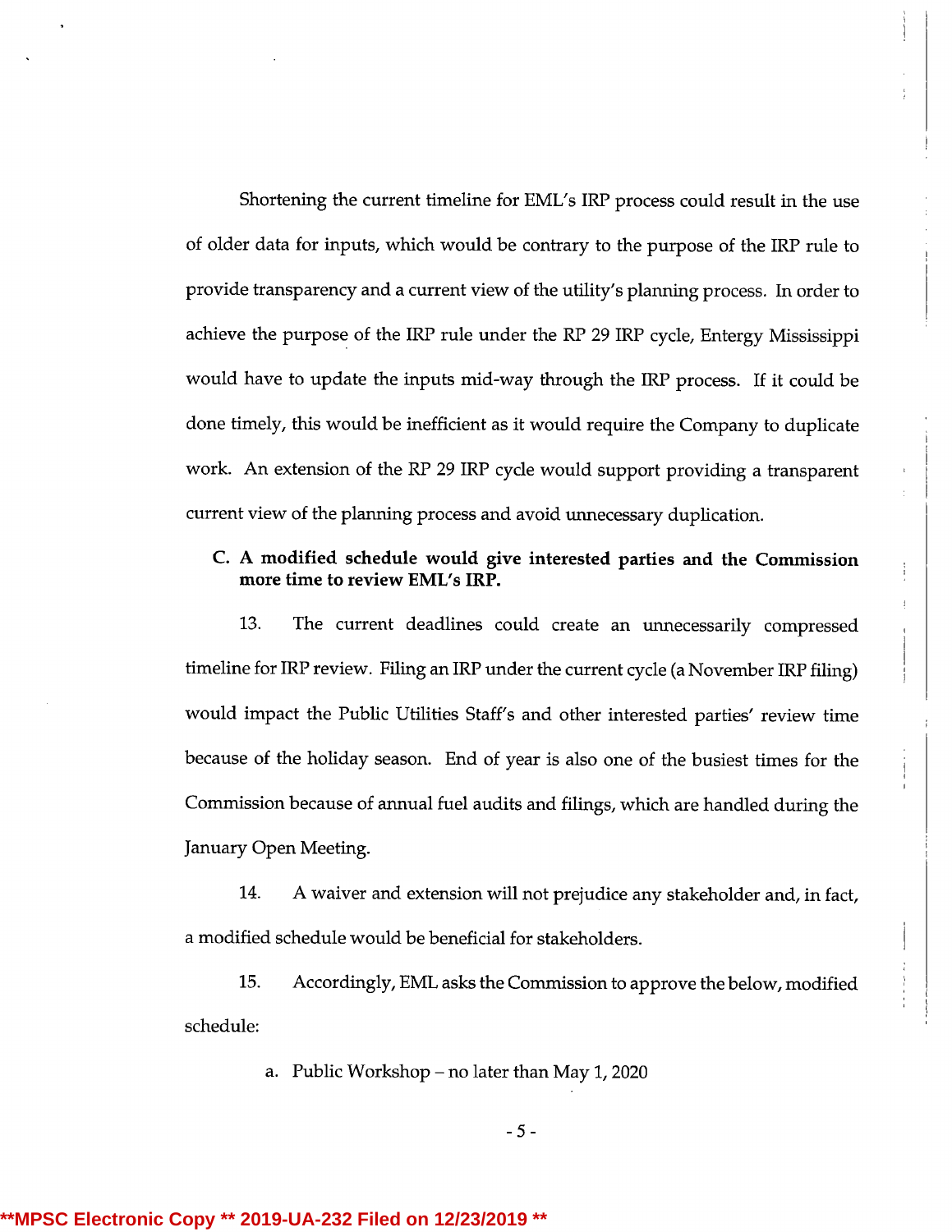Shortening the current timeline for EML's IRP process could result in the use of older data for inputs, which would be contrary to the purpose of the IRP rule to provide transparency and a current view of the utility's planning process. In order to achieve the purpose of the IRP rule under the RP 29 IRP cycle, Entergy Mississippi would have to update the inputs mid-way through the IRP process. If it could be done timely, this would be inefficient as it would require the Company to duplicate work. An extension of the RP 29 IRP cycle would support providing a transparent current view of the planning process and avoid unnecessary duplication.

**C. A modified schedule would give interested parties and the Commission more time to review EML's IRP.**

13. The current deadlines could create an unnecessarily compressed timeline for IRP review. Filing an IRP under the current cycle (a November IRP filing) would impact the Public Utilities Staff's and other interested parties' review time because of the holiday season. End of year is also one of the busiest times for the Commission because of annual fuel audits and filings, which are handled during the January Open Meeting.

14. A waiver and extension will not prejudice any stakeholder and, in fact, a modified schedule would be beneficial for stakeholders.

15. Accordingly, EML asks the Commission to approve the below, modified schedule:

a. Public Workshop – no later than May 1, 2020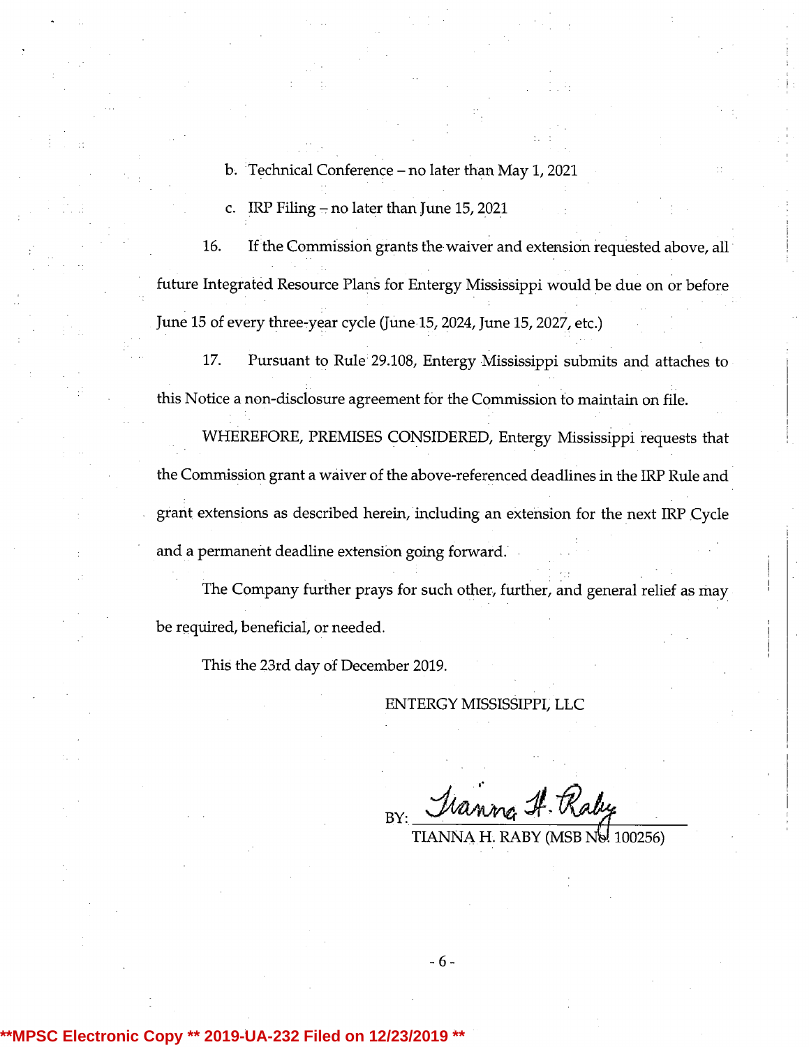b. Technical Conference – no later than May 1, 2021

c. IRP Filing – no later than June 15, 2021

16. If the Commission grants the waiver and extension requested above, all future Integrated Resource Plans for Entergy Mississippi would be due on or before June 15 of every three-year cycle (June 15, 2024, June 15, 2027, etc.)

17. Pursuant to Rule 29.108, Entergy Mississippi submits and attaches to this Notice a non-disclosure agreement for the Commission to maintain on file.

WHEREFORE, PREMISES CONSIDERED, Entergy Mississippi requests that the Commission grant a waiver of the above-referenced deadlines in the IRP Rule and grant extensions as described herein, including an extension for the next IRP Cycle and a permanent deadline extension going forward.

The Company further prays for such other, further, and general relief as may be required, beneficial, or needed.

This the 23rd day of December 2019.

ENTERGY MISSISSIPPI, LLC

BY: *Tianna H. Raby*
TIANNA H. RABY (MSB No. 100256)

**MPSC Electronic Copy ** 2019-UA-232 Filed on 12/23/2019 **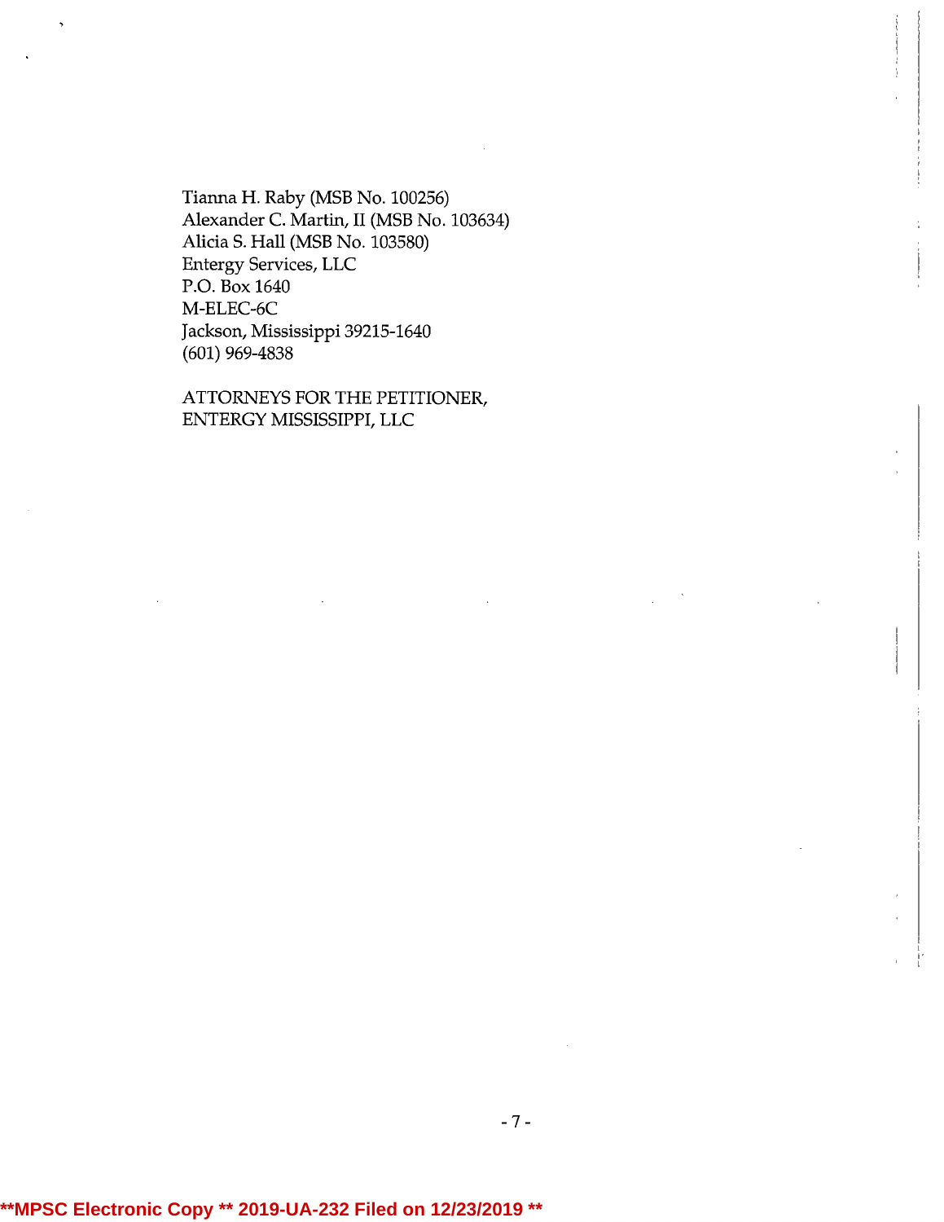Tianna H. Raby (MSB No. 100256)
Alexander C. Martin, II (MSB No. 103634)
Alicia S. Hall (MSB No. 103580)
Entergy Services, LLC
P.O. Box 1640
M-ELEC-6C
Jackson, Mississippi 39215-1640
(601) 969-4838

ATTORNEYS FOR THE PETITIONER,
ENTERGY MISSISSIPPI, LLC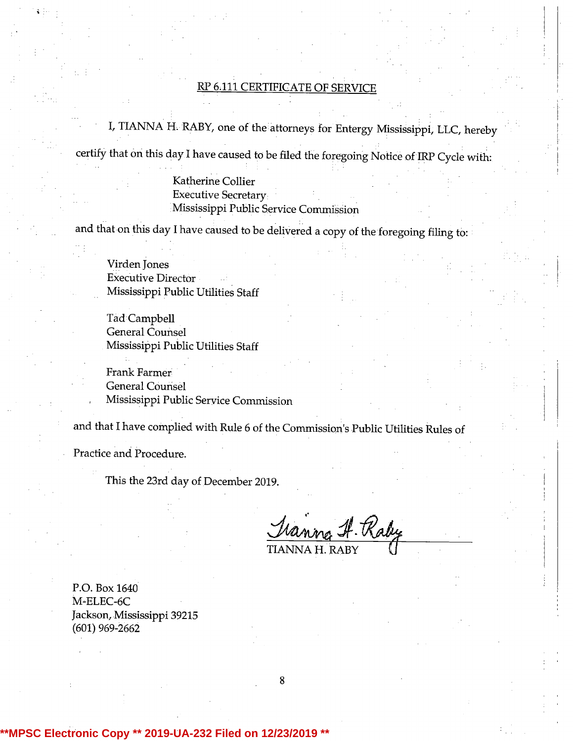## RP 6.111 CERTIFICATE OF SERVICE

I, TIANNA H. RABY, one of the attorneys for Entergy Mississippi, LLC, hereby certify that on this day I have caused to be filed the foregoing Notice of IRP Cycle with:

Katherine Collier
Executive Secretary
Mississippi Public Service Commission

and that on this day I have caused to be delivered a copy of the foregoing filing to:

Virden Jones
Executive Director
Mississippi Public Utilities Staff

Tad Campbell
General Counsel
Mississippi Public Utilities Staff

Frank Farmer
General Counsel
Mississippi Public Service Commission

and that I have complied with Rule 6 of the Commission's Public Utilities Rules of Practice and Procedure.

This the 23rd day of December 2019.

Tianna H. Raby
TIANNA H. RABY

P.O. Box 1640
M-ELEC-6C
Jackson, Mississippi 39215
(601) 969-2662

**MPSC Electronic Copy ** 2019-UA-232 Filed on 12/23/2019 **